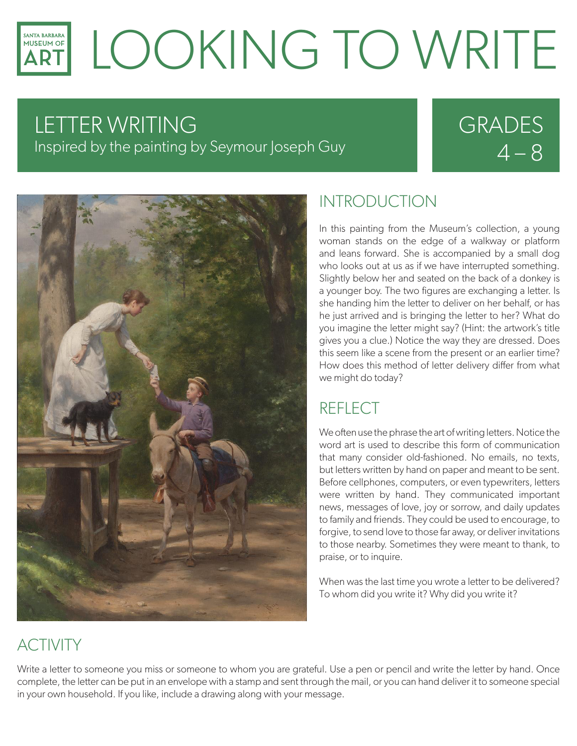SANTA BARBARA MUSEUM OF ART

# LOOKING TO WRITE

## LETTER WRITING

Inspired by the painting by Seymour Joseph Guy

GRADES 4 – 8

## INTRODUCTION

In this painting from the Museum's collection, a young woman stands on the edge of a walkway or platform and leans forward. She is accompanied by a small dog who looks out at us as if we have interrupted something. Slightly below her and seated on the back of a donkey is a younger boy. The two figures are exchanging a letter. Is she handing him the letter to deliver on her behalf, or has he just arrived and is bringing the letter to her? What do you imagine the letter might say? (Hint: the artwork's title gives you a clue.) Notice the way they are dressed. Does this seem like a scene from the present or an earlier time? How does this method of letter delivery differ from what we might do today?

## REFLECT

We often use the phrase the art of writing letters. Notice the word art is used to describe this form of communication that many consider old-fashioned. No emails, no texts, but letters written by hand on paper and meant to be sent. Before cellphones, computers, or even typewriters, letters were written by hand. They communicated important news, messages of love, joy or sorrow, and daily updates to family and friends. They could be used to encourage, to forgive, to send love to those far away, or deliver invitations to those nearby. Sometimes they were meant to thank, to praise, or to inquire.

When was the last time you wrote a letter to be delivered? To whom did you write it? Why did you write it?

## ACTIVITY

Write a letter to someone you miss or someone to whom you are grateful. Use a pen or pencil and write the letter by hand. Once complete, the letter can be put in an envelope with a stamp and sent through the mail, or you can hand deliver it to someone special in your own household. If you like, include a drawing along with your message.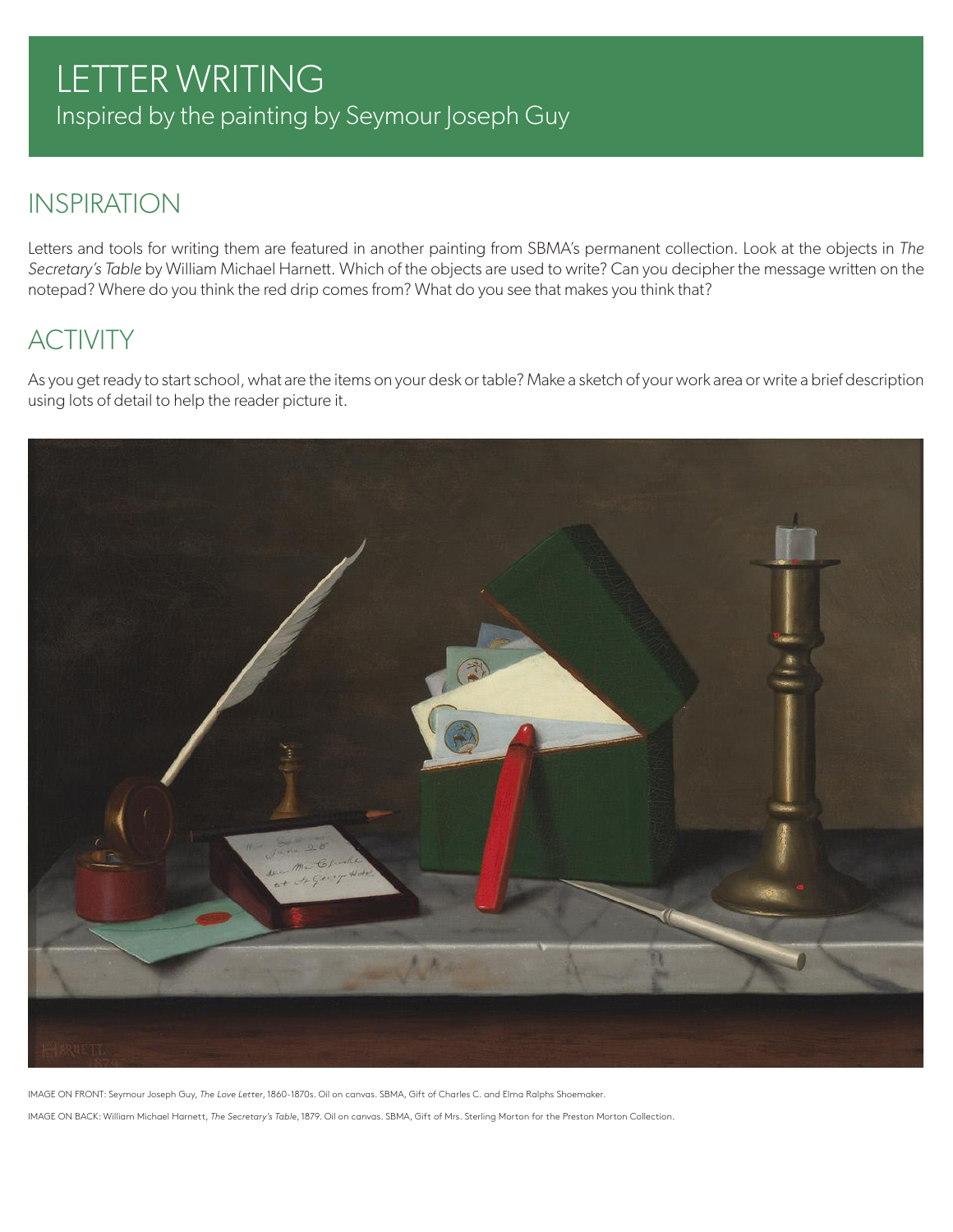# LETTER WRITING

Inspired by the painting by Seymour Joseph Guy

## INSPIRATION

Letters and tools for writing them are featured in another painting from SBMA's permanent collection. Look at the objects in *The Secretary's Table* by William Michael Harnett. Which of the objects are used to write? Can you decipher the message written on the notepad? Where do you think the red drip comes from? What do you see that makes you think that?

## ACTIVITY

As you get ready to start school, what are the items on your desk or table? Make a sketch of your work area or write a brief description using lots of detail to help the reader picture it.

IMAGE ON FRONT: Seymour Joseph Guy, *The Love Letter*, 1860-1870s. Oil on canvas. SBMA, Gift of Charles C. and Elma Ralphs Shoemaker.

IMAGE ON BACK: William Michael Harnett, *The Secretary's Table*, 1879. Oil on canvas. SBMA, Gift of Mrs. Sterling Morton for the Preston Morton Collection.